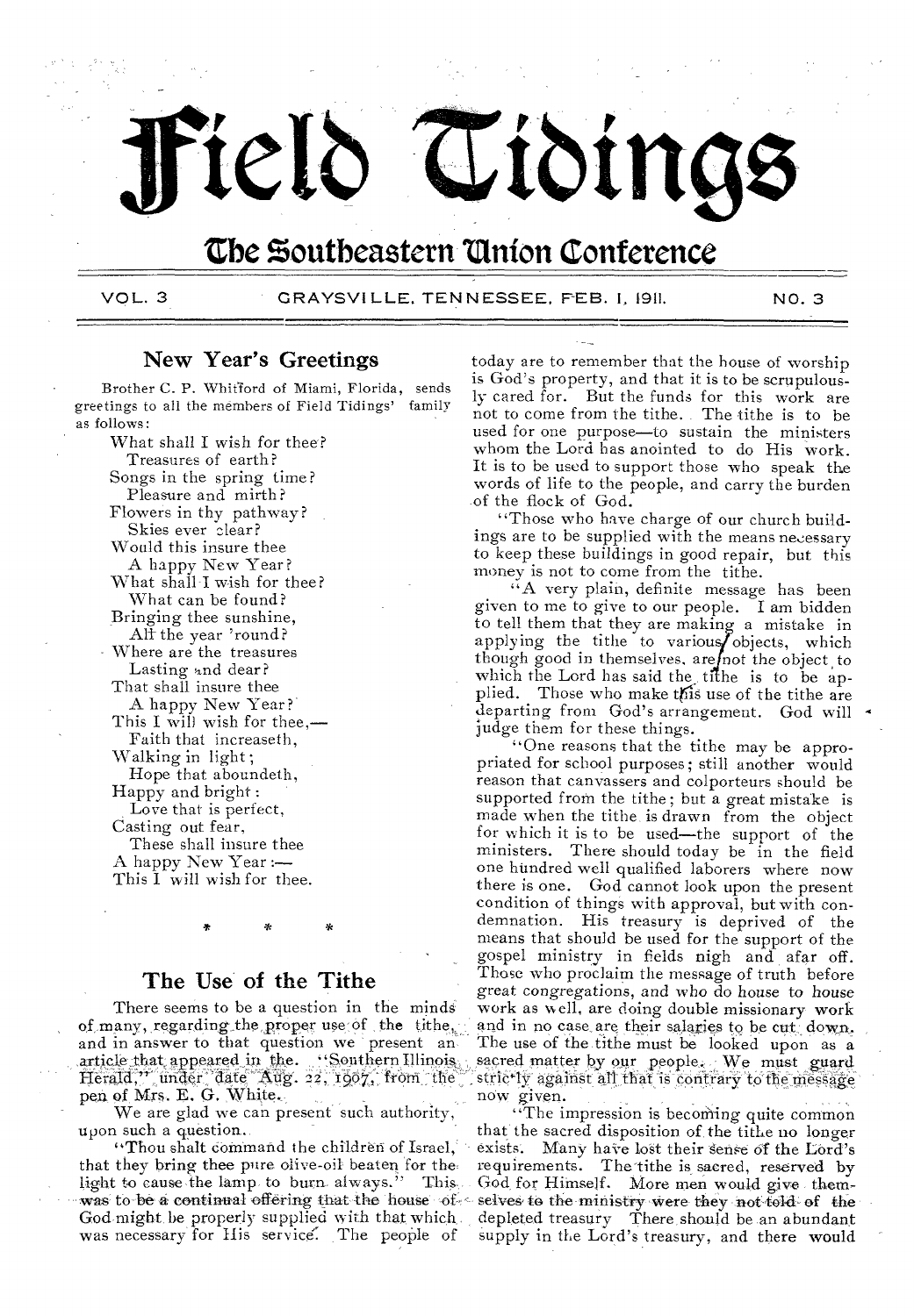# Field Tidings

## The Southeastern Union Conference

VOL. 3 GRAYSVILLE, TENNESSEE, FEB. 1, 1911. NO. 3

## New Year's Greetings

Brother C. P. Whitford of Miami, Florida, sends greetings to all the members of Field Tidings' family as follows:

What shall I wish for thee?
Treasures of earth?
Songs in the spring time?
Pleasure and mirth?
Flowers in thy pathway?
Skies ever clear?
Would this insure thee
A happy New Year?
What shall I wish for thee?
What can be found?
Bringing thee sunshine,
All the year 'round?
Where are the treasures
Lasting and dear?
That shall insure thee
A happy New Year?
This I will wish for thee,—
Faith that increaseth,
Walking in light;
Hope that aboundeth,
Happy and bright:
Love that is perfect,
Casting out fear,
These shall insure thee
A happy New Year:—
This I will wish for thee.

\* \* \*

## The Use of the Tithe

There seems to be a question in the minds of many, regarding the proper use of the tithe, and in answer to that question we present an article that appeared in the "Southern Illinois Herald," under date Aug. 22, 1907, from the pen of Mrs. E. G. White.

We are glad we can present such authority, upon such a question.

"Thou shalt command the children of Israel, that they bring thee pure olive-oil beaten for the light to cause the lamp to burn always." This was to be a continual offering that the house of God might be properly supplied with that which was necessary for His service. The people of today are to remember that the house of worship is God's property, and that it is to be scrupulously cared for. But the funds for this work are not to come from the tithe. The tithe is to be used for one purpose—to sustain the ministers whom the Lord has anointed to do His work. It is to be used to support those who speak the words of life to the people, and carry the burden of the flock of God.

"Those who have charge of our church buildings are to be supplied with the means necessary to keep these buildings in good repair, but this money is not to come from the tithe.

"A very plain, definite message has been given to me to give to our people. I am bidden to tell them that they are making a mistake in applying the tithe to various objects, which though good in themselves, are not the object to which the Lord has said the tithe is to be applied. Those who make this use of the tithe are departing from God's arrangement. God will judge them for these things.

"One reasons that the tithe may be appropriated for school purposes; still another would reason that canvassers and colporteurs should be supported from the tithe; but a great mistake is made when the tithe is drawn from the object for which it is to be used—the support of the ministers. There should today be in the field one hundred well qualified laborers where now there is one. God cannot look upon the present condition of things with approval, but with condemnation. His treasury is deprived of the means that should be used for the support of the gospel ministry in fields nigh and afar off. Those who proclaim the message of truth before great congregations, and who do house to house work as well, are doing double missionary work and in no case are their salaries to be cut down. The use of the tithe must be looked upon as a sacred matter by our people. We must guard strictly against all that is contrary to the message now given.

"The impression is becoming quite common that the sacred disposition of the tithe no longer exists. Many have lost their sense of the Lord's requirements. The tithe is sacred, reserved by God for Himself. More men would give themselves to the ministry were they not told of the depleted treasury. There should be an abundant supply in the Lord's treasury, and there would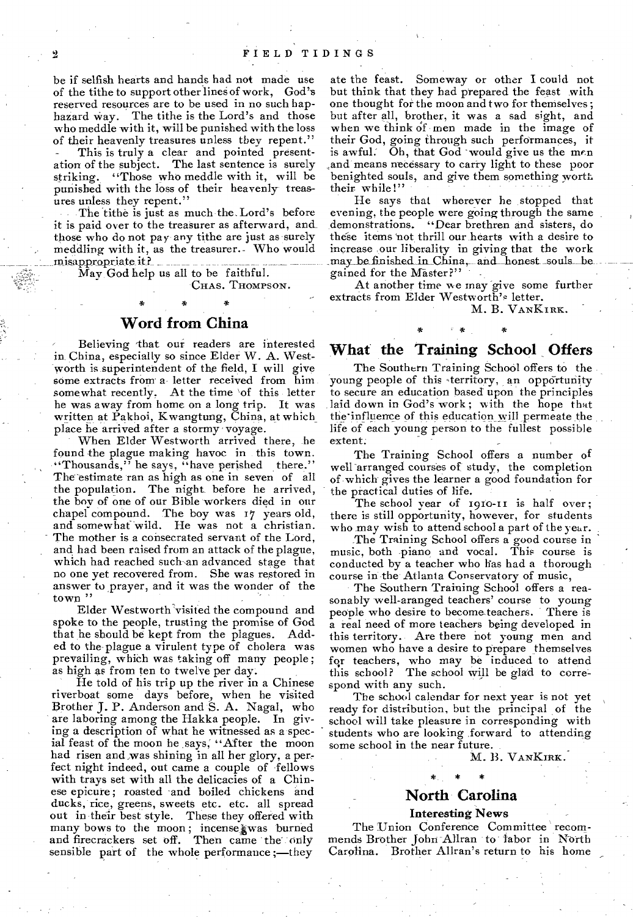be if selfish hearts and hands had not made use of the tithe to support other lines of work, God's reserved resources are to be used in no such haphazard way. The tithe is the Lord's and those who meddle with it, will be punished with the loss of their heavenly treasures unless they repent."

This is truly a clear and pointed presentation of the subject. The last sentence is surely striking. "Those who meddle with it, will be punished with the loss of their heavenly treasures unless they repent."

The tithe is just as much the Lord's before it is paid over to the treasurer as afterward, and those who do not pay any tithe are just as surely meddling with it, as the treasurer. Who would misappropriate it?

May God help us all to be faithful.

CHAS. THOMPSON.

\* \* \*

## Word from China

Believing that our readers are interested in China, especially so since Elder W. A. Westworth is superintendent of the field, I will give some extracts from a letter received from him somewhat recently. At the time of this letter he was away from home on a long trip. It was written at Pakhoi, Kwangtung, China, at which place he arrived after a stormy voyage.

When Elder Westworth arrived there, he found the plague making havoc in this town. "Thousands," he says, "have perished there." The estimate ran as high as one in seven of all the population. The night before he arrived, the boy of one of our Bible workers died in our chapel compound. The boy was 17 years old, and somewhat wild. He was not a christian. The mother is a consecrated servant of the Lord, and had been raised from an attack of the plague, which had reached such an advanced stage that no one yet recovered from. She was restored in answer to prayer, and it was the wonder of the town"

Elder Westworth visited the compound and spoke to the people, trusting the promise of God that he should be kept from the plagues. Added to the plague a virulent type of cholera was prevailing, which was taking off many people; as high as from ten to twelve per day.

He told of his trip up the river in a Chinese riverboat some days before, when he visited Brother J. P. Anderson and S. A. Nagal, who are laboring among the Hakka people. In giving a description of what he witnessed as a special feast of the moon he says, "After the moon had risen and was shining in all her glory, a perfect night indeed, out came a couple of fellows with trays set with all the delicacies of a Chinese epicure; roasted and boiled chickens and ducks, rice, greens, sweets etc. etc. all spread out in their best style. These they offered with many bows to the moon; incense was burned and firecrackers set off. Then came the only sensible part of the whole performance;—they ate the feast. Someway or other I could not but think that they had prepared the feast with one thought for the moon and two for themselves; but after all, brother, it was a sad sight, and when we think of men made in the image of their God, going through such performances, it is awful. Oh, that God would give us the men and means necessary to carry light to these poor benighted souls, and give them something worth their while!"

He says that wherever he stopped that evening, the people were going through the same demonstrations. "Dear brethren and sisters, do these items not thrill our hearts with a desire to increase our liberality in giving that the work may be finished in China, and honest souls be gained for the Master?"

At another time we may give some further extracts from Elder Westworth's letter.

M. B. VANKIRK.

\* \* \*

## What the Training School Offers

The Southern Training School offers to the young people of this territory, an opportunity to secure an education based upon the principles laid down in God's work; with the hope that the influence of this education will permeate the life of each young person to the fullest possible extent.

The Training School offers a number of well arranged courses of study, the completion of which gives the learner a good foundation for the practical duties of life.

The school year of 1910-11 is half over; there is still opportunity, however, for students who may wish to attend school a part of the year.

The Training School offers a good course in music, both piano and vocal. This course is conducted by a teacher who has had a thorough course in the Atlanta Conservatory of music,

The Southern Training School offers a reasonably well-aranged teachers' course to young people who desire to become teachers. There is a real need of more teachers being developed in this territory. Are there not young men and women who have a desire to prepare themselves for teachers, who may be induced to attend this school? The school will be glad to correspond with any such.

The school calendar for next year is not yet ready for distribution, but the principal of the school will take pleasure in corresponding with students who are looking forward to attending some school in the near future.

M. B. VANKIRK.

\* \* \*

## North Carolina

### Interesting News

The Union Conference Committee recommends Brother John Allran to labor in North Carolina. Brother Allran's return to his home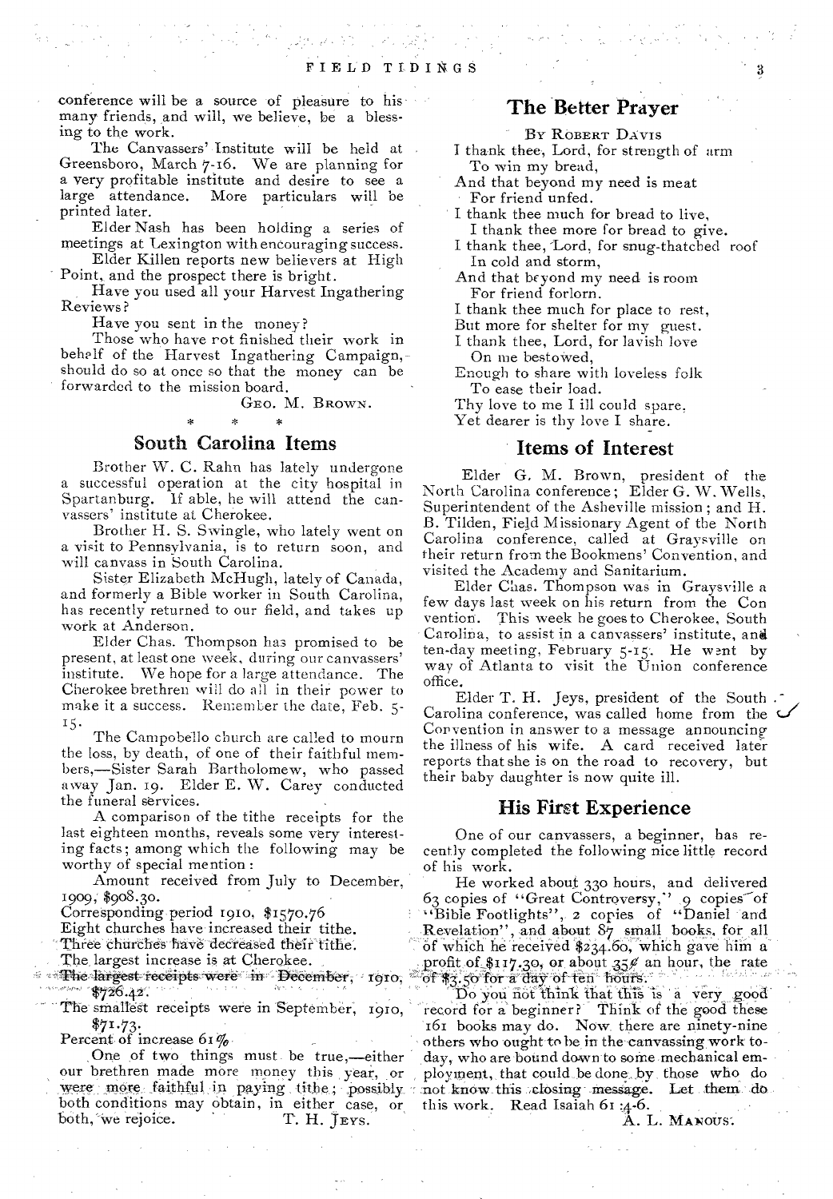conference will be a source of pleasure to his many friends, and will, we believe, be a blessing to the work.

The Canvassers' Institute will be held at Greensboro, March 7-16. We are planning for a very profitable institute and desire to see a large attendance. More particulars will be printed later.

Elder Nash has been holding a series of meetings at Lexington with encouraging success.

Elder Killen reports new believers at High Point, and the prospect there is bright.

Have you used all your Harvest Ingathering Reviews?

Have you sent in the money?

Those who have not finished their work in behalf of the Harvest Ingathering Campaign, should do so at once so that the money can be forwarded to the mission board.

GEO. M. BROWN.

\* \* \*

## South Carolina Items

Brother W. C. Rahn has lately undergone a successful operation at the city hospital in Spartanburg. If able, he will attend the canvassers' institute at Cherokee.

Brother H. S. Swingle, who lately went on a visit to Pennsylvania, is to return soon, and will canvass in South Carolina.

Sister Elizabeth McHugh, lately of Canada, and formerly a Bible worker in South Carolina, has recently returned to our field, and takes up work at Anderson.

Elder Chas. Thompson has promised to be present, at least one week, during our canvassers' institute. We hope for a large attendance. The Cherokee brethren will do all in their power to make it a success. Remember the date, Feb. 5-15.

The Campobello church are called to mourn the loss, by death, of one of their faithful members,—Sister Sarah Bartholomew, who passed away Jan. 19. Elder E. W. Carey conducted the funeral services.

A comparison of the tithe receipts for the last eighteen months, reveals some very interesting facts; among which the following may be worthy of special mention:

Amount received from July to December, 1909, $908.30.

Corresponding period 1910, $1570.76

Eight churches have increased their tithe.

Three churches have decreased their tithe.

The largest increase is at Cherokee.

The largest receipts were in December, 1910, $726.42.

The smallest receipts were in September, 1910, $71.73.

Percent of increase 61%

One of two things must be true,—either our brethren made more money this year, or were more faithful in paying tithe; possibly both conditions may obtain, in either case, or both, we rejoice.

T. H. JEYS.

## The Better Prayer

BY ROBERT DAVIS

I thank thee, Lord, for strength of arm
To win my bread,
And that beyond my need is meat
For friend unfed.
I thank thee much for bread to live,
I thank thee more for bread to give.
I thank thee, Lord, for snug-thatched roof
In cold and storm,
And that beyond my need is room
For friend forlorn.
I thank thee much for place to rest,
But more for shelter for my guest.
I thank thee, Lord, for lavish love
On me bestowed,
Enough to share with loveless folk
To ease their load.
Thy love to me I ill could spare,
Yet dearer is thy love I share.

## Items of Interest

Elder G. M. Brown, president of the North Carolina conference; Elder G. W. Wells, Superintendent of the Asheville mission; and H. B. Tilden, Field Missionary Agent of the North Carolina conference, called at Graysville on their return from the Bookmens' Convention, and visited the Academy and Sanitarium.

Elder Chas. Thompson was in Graysville a few days last week on his return from the Convention. This week he goes to Cherokee, South Carolina, to assist in a canvassers' institute, and ten-day meeting, February 5-15. He went by way of Atlanta to visit the Union conference office.

Elder T. H. Jeys, president of the South Carolina conference, was called home from the Convention in answer to a message announcing the illness of his wife. A card received later reports that she is on the road to recovery, but their baby daughter is now quite ill.

## His First Experience

One of our canvassers, a beginner, has recently completed the following nice little record of his work.

He worked about 330 hours, and delivered 63 copies of "Great Controversy," 9 copies of "Bible Footlights", 2 copies of "Daniel and Revelation", and about 87 small books, for all of which he received $234.60, which gave him a profit of $117.30, or about 35¢ an hour, the rate of $3.50 for a day of ten hours.

Do you not think that this is a very good record for a beginner? Think of the good these 161 books may do. Now there are ninety-nine others who ought to be in the canvassing work today, who are bound down to some mechanical employment, that could be done by those who do not know this closing message. Let them do this work. Read Isaiah 61:4-6.

A. L. MANOUS.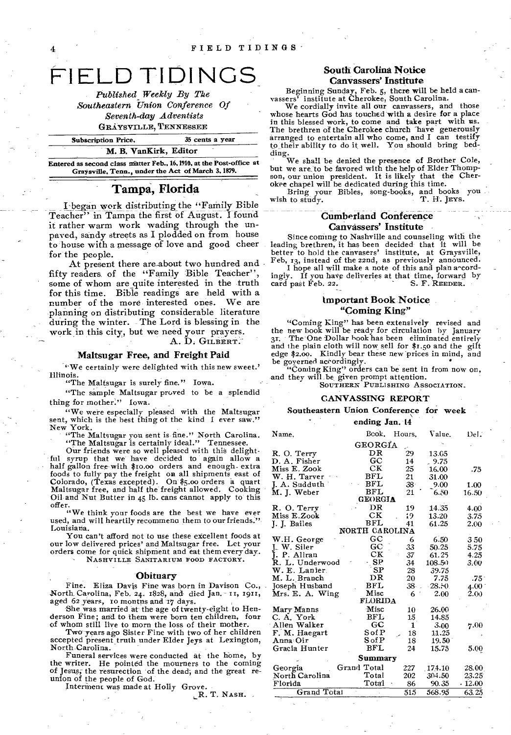# FIELD TIDINGS

*Published Weekly By The Southeastern Union Conference Of Seventh-day Adventists*

GRAYSVILLE, TENNESSEE

Subscription Price, 35 cents a year

**M. B. VanKirk, Editor**

Entered as second class matter Feb., 16, 1910, at the Post-office at Graysville, Tenn., under the Act of March 3, 1879.

## Tampa, Florida

I began work distributing the "Family Bible Teacher" in Tampa the first of August. I found it rather warm work wading through the unpaved, sandy streets as I plodded on from house to house with a message of love and good cheer for the people.

At present there are about two hundred and fifty readers of the "Family Bible Teacher", some of whom are quite interested in the truth for this time. Bible readings are held with a number of the more interested ones. We are planning on distributing considerable literature during the winter. The Lord is blessing in the work in this city, but we need your prayers.

A. D. GILBERT.

### Maltsugar Free, and Freight Paid

"We certainly were delighted with this new sweet.' Illinois.

"The Maltsugar is surely fine." Iowa.

"The sample Maltsugar proved to be a splendid thing for mother." Iowa.

"We were especially pleased with the Maltsugar sent, which is the best thing of the kind I ever saw." New York.

"The Maltsugar you sent is fine." North Carolina.

"The Maltsugar is certainly ideal." Tennessee.

Our friends were so well pleased with this delightful syrup that we have decided to again allow a half gallon free with $10.00 orders and enough extra foods to fully pay the freight on all shipments east of Colorado, (Texas excepted). On $5.00 orders a quart Maltsugar free, and half the freight allowed. Cooking Oil and Nut Butter in 45 lb. cans cannot apply to this offer.

"We think your foods are the best we have ever used, and will heartily recommend them to our friends." Louisiana.

You can't afford not to use these excellent foods at our low delivered prices' and Maltsugar free. Let your orders come for quick shipment and eat them every day.

NASHVILLE SANITARIUM FOOD FACTORY.

### Obituary

Fine. Eliza Davis Fine was born in Davison Co., North Carolina, Feb. 24. 1828, and died Jan. 11, 1911, aged 62 years, 10 months and 17 days.

She was married at the age of twenty-eight to Henderson Fine; and to them were born ten children, four of whom still live to morn the loss of their mother.

Two years ago Sister Fine with two of her children accepted present truth under Elder Jeys at Lexington, North Carolina.

Funeral services were conducted at the home, by the writer. He pointed the mourners to the coming of Jesus, the resurrection of the dead, and the great reunion of the people of God.

Interment was made at Holly Grove.

R. T. NASH.

### South Carolina Notice
### Canvassers' Institute

Beginning Sunday, Feb. 5, there will be held a canvassers' institute at Cherokee, South Carolina.

We cordially invite all our canvassers, and those whose hearts God has touched with a desire for a place in this blessed work, to come and take part with us. The brethren of the Cherokee church have generously arranged to entertain all who come, and I can testify to their ability to do it well. You should bring bedding.

We shall be denied the presence of Brother Cole, but we are to be favored with the help of Elder Thompson, our union president. It is likely that the Cherokee chapel will be dedicated during this time.

Bring your Bibles, song-books, and books you wish to study.

T. H. JEYS.

### Cumberland Conference
### Canvassers' Institute

Since coming to Nashville and counseling with the leading brethren, it has been decided that it will be better to hold the canvassers' institute, at Graysville, Feb, 13, instead of the 22nd, as previously announced.

I hope all will make a note of this and plan accordingly. If you have deliveries at that time, forward by card past Feb. 22.

S. F. REEDER.

### Important Book Notice
### "Coming King"

"Coming King" has been extensively revised and the new book will be ready for circulation by January 31. The One Dollar book has been eliminated entirely and the plain cloth will now sell for $1.50 and the gilt edge $2.00. Kindly bear these new prices in mind, and be governed accordingly.

"Coming King" orders can be sent in from now on, and they will be given prompt attention.

SOUTHERN PUBLISHING ASSOCIATION.

### CANVASSING REPORT

**Southeastern Union Conference for week ending Jan. 14**

| Name, | Book. | Hours, | Value. | Del. |
|---|---|---|---|---|
| | GEORGIA | | | |
| R. O. Terry | DR | 29 | 13.65 | |
| D. A. Fisher | GC | 14 | 9.75 | |
| Miss E. Zook | CK | 25 | 16.00 | .75 |
| W. H. Tarver | BFL | 21 | 31.00 | |
| J. A. Sudduth | BFL | 38 | 9.00 | 1.00 |
| M. J. Weber | BFL | 21 | 6.50 | 16.50 |
| | GEORGIA | | | |
| R. O. Terry | DR | 19 | 14.35 | 4.00 |
| Miss E. Zook | CK | 19 | 13.20 | 3.75 |
| J. J. Bailes | BFL | 41 | 61.25 | 2.00 |
| | NORTH CAROLINA | | | |
| W. H. George | GC | 6 | 6.50 | 3.50 |
| J. W. Siler | GC | 33 | 50.25 | 5.75 |
| J. P. Allran | CK | 37 | 61.25 | 4.25 |
| R. L. Underwood | SP | 34 | 108.50 | 3.00 |
| W. E. Lanier | SP | 28 | 39.75 | |
| M. L. Branch | DR | 20 | 7.75 | .75 |
| Joseph Husband | BFL | 38 | 28.50 | 4.00 |
| Mrs. E. A. Wing | Misc | 6 | 2.00 | 2.00 |
| | FLORIDA | | | |
| Mary Manns | Misc | 10 | 26.00 | |
| C. A. York | BFL | 15 | 14.85 | |
| Allen Walker | GC | 1 | 3.00 | 7.00 |
| F. M. Haegart | S of P | 18 | 11.25 | |
| Anna Oir | S of P | 18 | 19.50 | |
| Gracia Hunter | BFL | 24 | 15.75 | 5.00 |
| | Summary | | | |
| Georgia | Grand Total | 227 | 174.10 | 28.00 |
| North Carolina | Total | 202 | 304.50 | 23.25 |
| Florida | Total | 86 | 90.35 | 12.00 |
| Grand Total | | 515 | 568.95 | 63.25 |